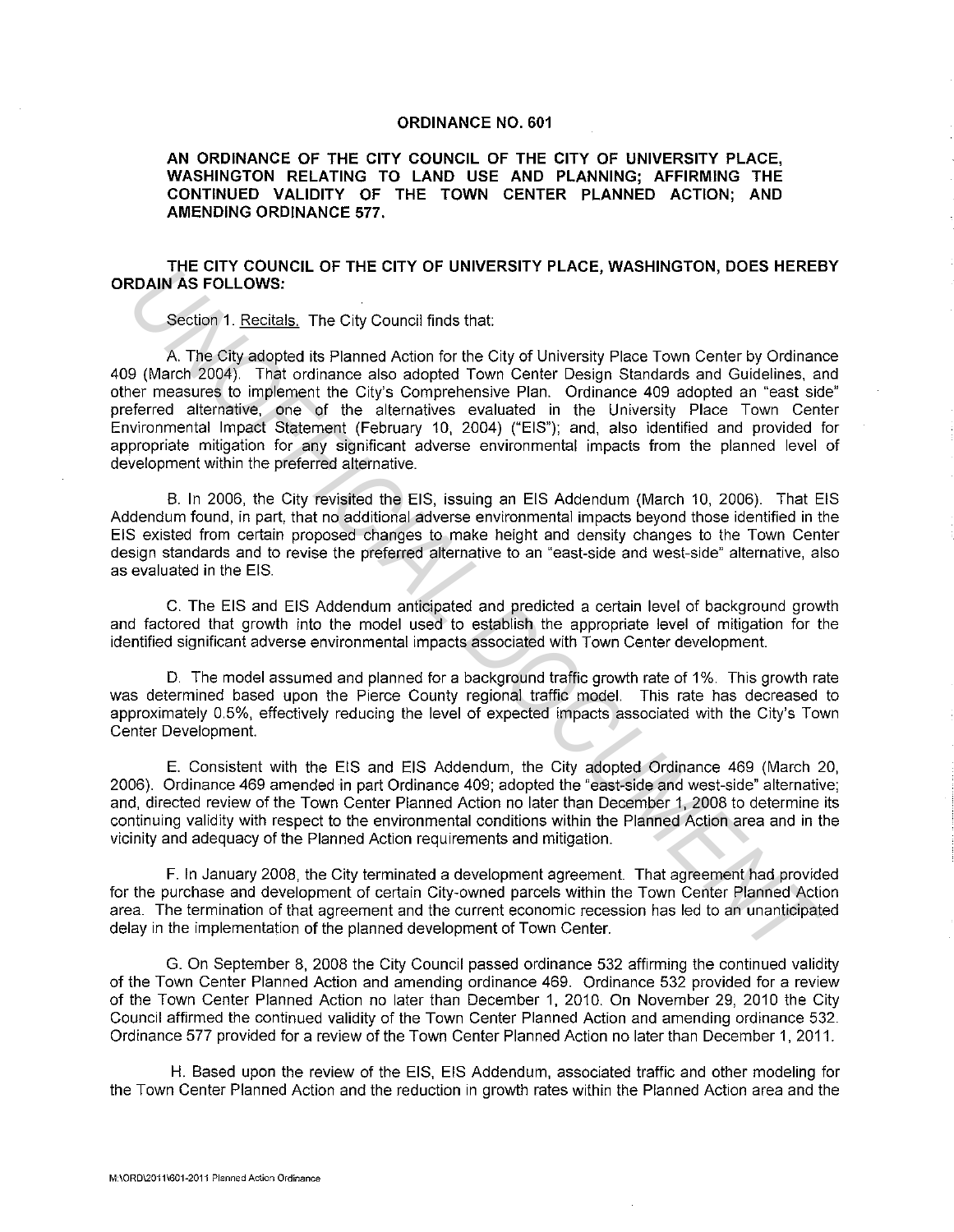## ORDINANCE NO. 601

**AN ORDINANCE OF THE CITY COUNCIL OF THE CITY OF UNIVERSITY PLACE, WASHINGTON RELATING TO LAND USE AND PLANNING; AFFIRMING THE CONTINUED VALIDITY OF THE TOWN CENTER PLANNED ACTION; AND AMENDING ORDINANCE 577.**

**THE CITY COUNCIL OF THE CITY OF UNIVERSITY PLACE, WASHINGTON, DOES HEREBY ORDAIN AS FOLLOWS:**

Section 1. Recitals. The City Council finds that:

A. The City adopted its Planned Action for the City of University Place Town Center by Ordinance 409 (March 2004). That ordinance also adopted Town Center Design Standards and Guidelines, and other measures to implement the City's Comprehensive Plan. Ordinance 409 adopted an "east side" preferred alternative, one of the alternatives evaluated in the University Place Town Center Environmental Impact Statement (February 10, 2004) ("EIS"); and, also identified and provided for appropriate mitigation for any significant adverse environmental impacts from the planned level of development within the preferred alternative.

B. In 2006, the City revisited the EIS, issuing an EIS Addendum (March 10, 2006). That EIS Addendum found, in part, that no additional adverse environmental impacts beyond those identified in the EIS existed from certain proposed changes to make height and density changes to the Town Center design standards and to revise the preferred alternative to an "east-side and west-side" alternative, also as evaluated in the EIS.

C. The EIS and EIS Addendum anticipated and predicted a certain level of background growth and factored that growth into the model used to establish the appropriate level of mitigation for the identified significant adverse environmental impacts associated with Town Center development.

D. The model assumed and planned for a background traffic growth rate of 1%. This growth rate was determined based upon the Pierce County regional traffic model. This rate has decreased to approximately 0.5%, effectively reducing the level of expected impacts associated with the City's Town Center Development.

E. Consistent with the EIS and EIS Addendum, the City adopted Ordinance 469 (March 20, 2006). Ordinance 469 amended in part Ordinance 409; adopted the "east-side and west-side" alternative; and, directed review of the Town Center Planned Action no later than December 1, 2008 to determine its continuing validity with respect to the environmental conditions within the Planned Action area and in the vicinity and adequacy of the Planned Action requirements and mitigation.

F. In January 2008, the City terminated a development agreement. That agreement had provided for the purchase and development of certain City-owned parcels within the Town Center Planned Action area. The termination of that agreement and the current economic recession has led to an unanticipated delay in the implementation of the planned development of Town Center.

G. On September 8, 2008 the City Council passed ordinance 532 affirming the continued validity of the Town Center Planned Action and amending ordinance 469. Ordinance 532 provided for a review of the Town Center Planned Action no later than December 1, 2010. On November 29, 2010 the City Council affirmed the continued validity of the Town Center Planned Action and amending ordinance 532. Ordinance 577 provided for a review of the Town Center Planned Action no later than December 1, 2011.

H. Based upon the review of the EIS, EIS Addendum, associated traffic and other modeling for the Town Center Planned Action and the reduction in growth rates within the Planned Action area and the

M:\ORD\2011\601-2011 Planned Action Ordinance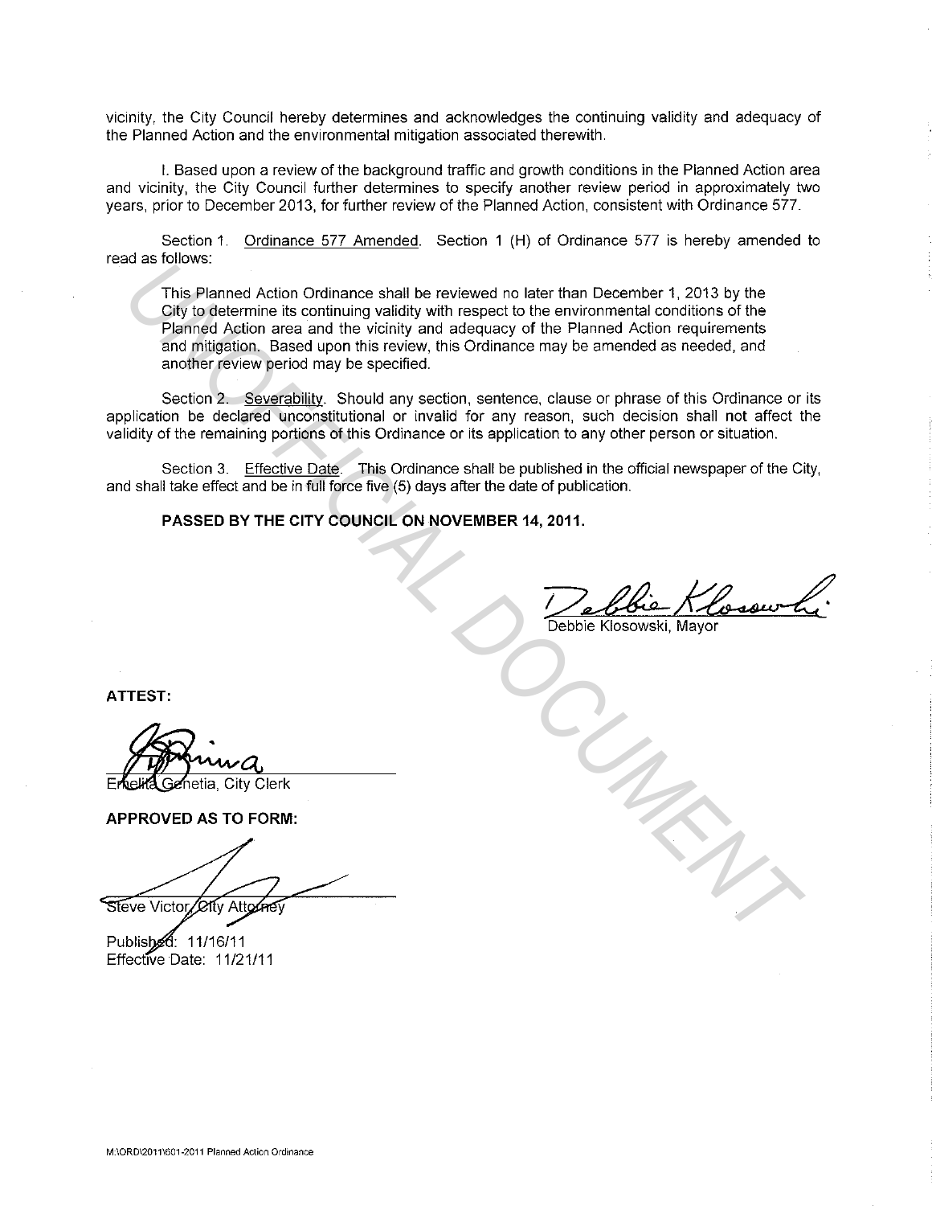vicinity, the City Council hereby determines and acknowledges the continuing validity and adequacy of the Planned Action and the environmental mitigation associated therewith.

I. Based upon a review of the background traffic and growth conditions in the Planned Action area and vicinity, the City Council further determines to specify another review period in approximately two years, prior to December 2013, for further review of the Planned Action, consistent with Ordinance 577.

Section 1. Ordinance 577 Amended. Section 1 (H) of Ordinance 577 is hereby amended to read as follows:

> This Planned Action Ordinance shall be reviewed no later than December 1, 2013 by the City to determine its continuing validity with respect to the environmental conditions of the Planned Action area and the vicinity and adequacy of the Planned Action requirements and mitigation. Based upon this review, this Ordinance may be amended as needed, and another review period may be specified.

Section 2. Severability. Should any section, sentence, clause or phrase of this Ordinance or its application be declared unconstitutional or invalid for any reason, such decision shall not affect the validity of the remaining portions of this Ordinance or its application to any other person or situation.

Section 3. Effective Date. This Ordinance shall be published in the official newspaper of the City, and shall take effect and be in full force five (5) days after the date of publication.

**PASSED BY THE CITY COUNCIL ON NOVEMBER 14, 2011.**

Debbie Klosowski, Mayor

**ATTEST:**

Ernelita Genetia, City Clerk

**APPROVED AS TO FORM:**

Steve Victor, City Attorney

Published: 11/16/11
Effective Date: 11/21/11

M:\ORD\2011\601-2011 Planned Action Ordinance